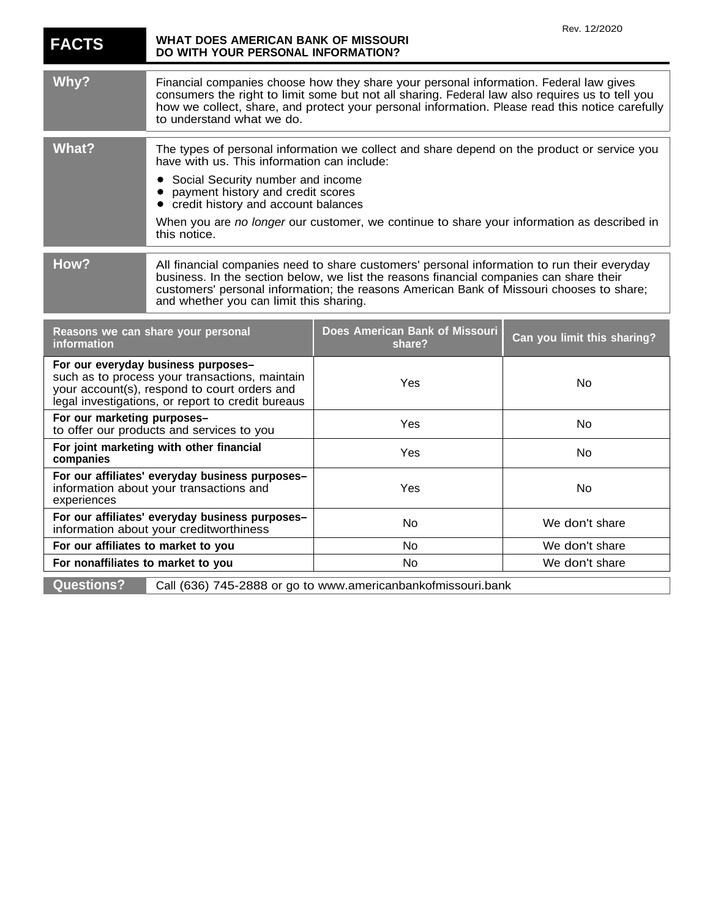Rev. 12/2020

# FACTS — WHAT DOES AMERICAN BANK OF MISSOURI DO WITH YOUR PERSONAL INFORMATION?

| | |
|---|---|
| **Why?** | Financial companies choose how they share your personal information. Federal law gives consumers the right to limit some but not all sharing. Federal law also requires us to tell you how we collect, share, and protect your personal information. Please read this notice carefully to understand what we do. |
| **What?** | The types of personal information we collect and share depend on the product or service you have with us. This information can include:<br>• Social Security number and income<br>• payment history and credit scores<br>• credit history and account balances<br>When you are *no longer* our customer, we continue to share your information as described in this notice. |
| **How?** | All financial companies need to share customers' personal information to run their everyday business. In the section below, we list the reasons financial companies can share their customers' personal information; the reasons American Bank of Missouri chooses to share; and whether you can limit this sharing. |

| Reasons we can share your personal information | Does American Bank of Missouri share? | Can you limit this sharing? |
|---|---|---|
| **For our everyday business purposes–** such as to process your transactions, maintain your account(s), respond to court orders and legal investigations, or report to credit bureaus | Yes | No |
| **For our marketing purposes–** to offer our products and services to you | Yes | No |
| **For joint marketing with other financial companies** | Yes | No |
| **For our affiliates' everyday business purposes–** information about your transactions and experiences | Yes | No |
| **For our affiliates' everyday business purposes–** information about your creditworthiness | No | We don't share |
| **For our affiliates to market to you** | No | We don't share |
| **For nonaffiliates to market to you** | No | We don't share |

| | |
|---|---|
| **Questions?** | Call (636) 745-2888 or go to www.americanbankofmissouri.bank |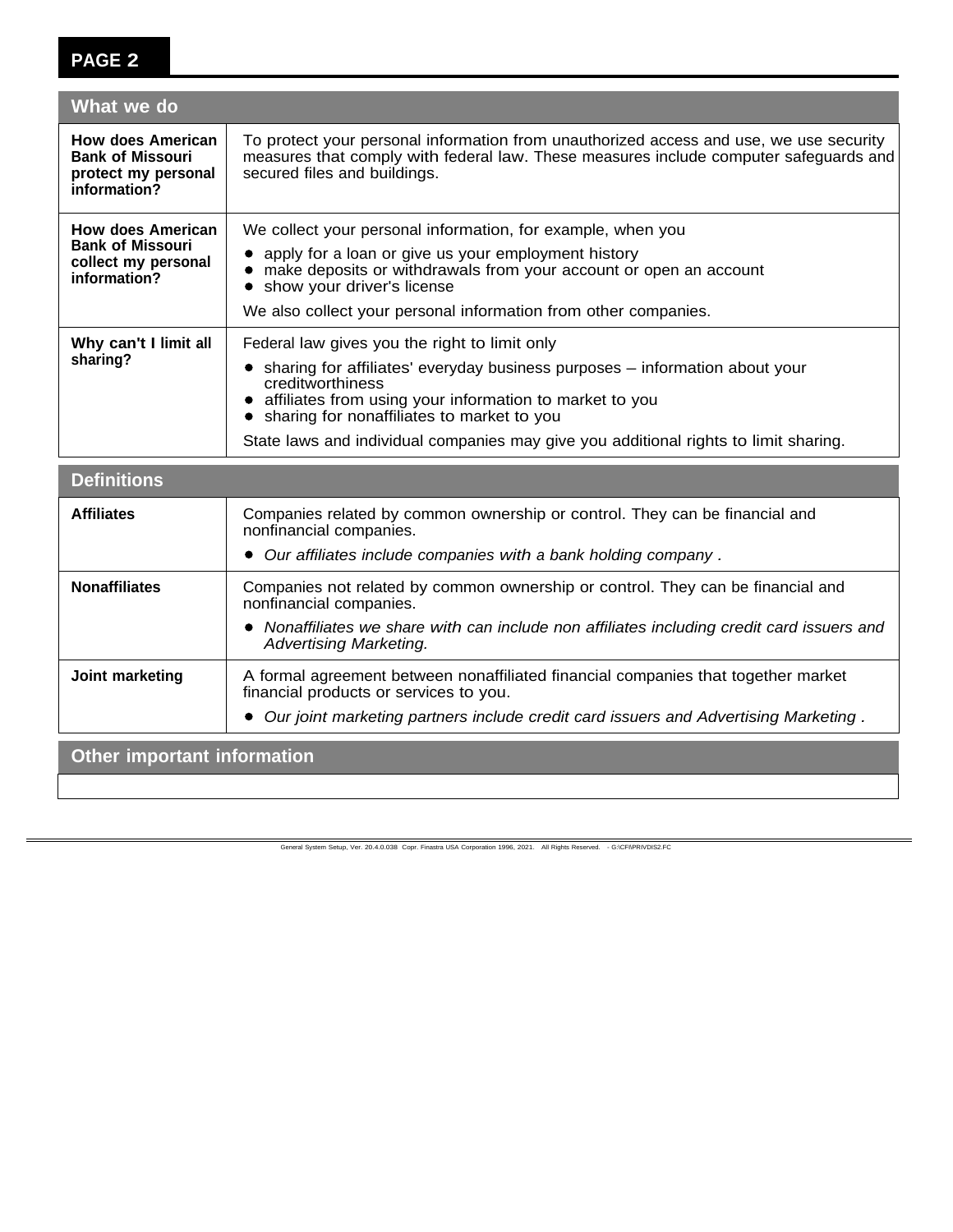## What we do

| | |
|---|---|
| **How does American Bank of Missouri protect my personal information?** | To protect your personal information from unauthorized access and use, we use security measures that comply with federal law. These measures include computer safeguards and secured files and buildings. |
| **How does American Bank of Missouri collect my personal information?** | We collect your personal information, for example, when you<br>• apply for a loan or give us your employment history<br>• make deposits or withdrawals from your account or open an account<br>• show your driver's license<br>We also collect your personal information from other companies. |
| **Why can't I limit all sharing?** | Federal law gives you the right to limit only<br>• sharing for affiliates' everyday business purposes – information about your creditworthiness<br>• affiliates from using your information to market to you<br>• sharing for nonaffiliates to market to you<br>State laws and individual companies may give you additional rights to limit sharing. |

## Definitions

| | |
|---|---|
| **Affiliates** | Companies related by common ownership or control. They can be financial and nonfinancial companies.<br>• *Our affiliates include companies with a bank holding company .* |
| **Nonaffiliates** | Companies not related by common ownership or control. They can be financial and nonfinancial companies.<br>• *Nonaffiliates we share with can include non affiliates including credit card issuers and Advertising Marketing.* |
| **Joint marketing** | A formal agreement between nonaffiliated financial companies that together market financial products or services to you.<br>• *Our joint marketing partners include credit card issuers and Advertising Marketing .* |

## Other important information

General System Setup, Ver. 20.4.0.038 Copr. Finastra USA Corporation 1996, 2021. All Rights Reserved. - G:\CFI\PRIVDIS2.FC